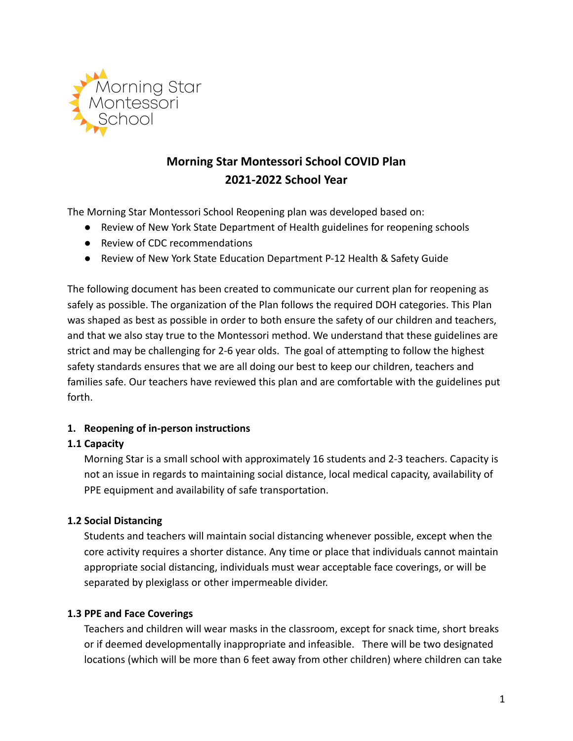Morning Star Montessori School

# Morning Star Montessori School COVID Plan
## 2021-2022 School Year

The Morning Star Montessori School Reopening plan was developed based on:

- Review of New York State Department of Health guidelines for reopening schools
- Review of CDC recommendations
- Review of New York State Education Department P-12 Health & Safety Guide

The following document has been created to communicate our current plan for reopening as safely as possible. The organization of the Plan follows the required DOH categories. This Plan was shaped as best as possible in order to both ensure the safety of our children and teachers, and that we also stay true to the Montessori method. We understand that these guidelines are strict and may be challenging for 2-6 year olds. The goal of attempting to follow the highest safety standards ensures that we are all doing our best to keep our children, teachers and families safe. Our teachers have reviewed this plan and are comfortable with the guidelines put forth.

**1. Reopening of in-person instructions**

**1.1 Capacity**

Morning Star is a small school with approximately 16 students and 2-3 teachers. Capacity is not an issue in regards to maintaining social distance, local medical capacity, availability of PPE equipment and availability of safe transportation.

**1.2 Social Distancing**

Students and teachers will maintain social distancing whenever possible, except when the core activity requires a shorter distance. Any time or place that individuals cannot maintain appropriate social distancing, individuals must wear acceptable face coverings, or will be separated by plexiglass or other impermeable divider.

**1.3 PPE and Face Coverings**

Teachers and children will wear masks in the classroom, except for snack time, short breaks or if deemed developmentally inappropriate and infeasible. There will be two designated locations (which will be more than 6 feet away from other children) where children can take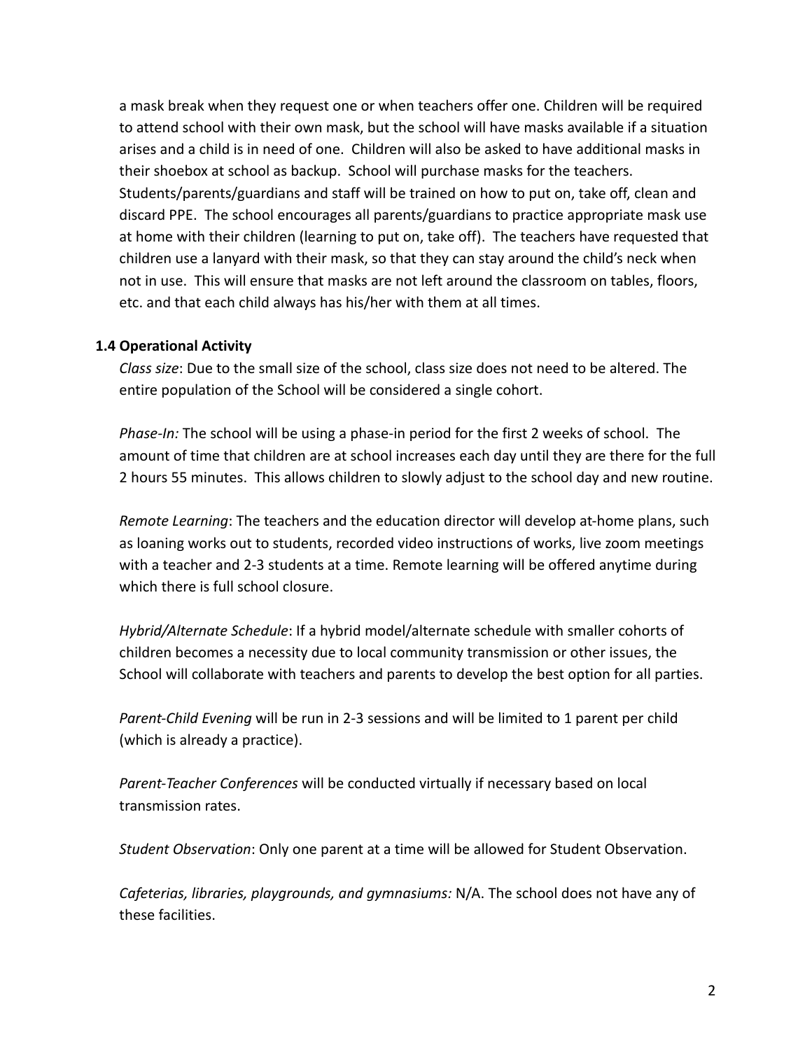a mask break when they request one or when teachers offer one. Children will be required to attend school with their own mask, but the school will have masks available if a situation arises and a child is in need of one. Children will also be asked to have additional masks in their shoebox at school as backup. School will purchase masks for the teachers. Students/parents/guardians and staff will be trained on how to put on, take off, clean and discard PPE. The school encourages all parents/guardians to practice appropriate mask use at home with their children (learning to put on, take off). The teachers have requested that children use a lanyard with their mask, so that they can stay around the child's neck when not in use. This will ensure that masks are not left around the classroom on tables, floors, etc. and that each child always has his/her with them at all times.

### 1.4 Operational Activity

*Class size*: Due to the small size of the school, class size does not need to be altered. The entire population of the School will be considered a single cohort.

*Phase-In:* The school will be using a phase-in period for the first 2 weeks of school. The amount of time that children are at school increases each day until they are there for the full 2 hours 55 minutes. This allows children to slowly adjust to the school day and new routine.

*Remote Learning*: The teachers and the education director will develop at-home plans, such as loaning works out to students, recorded video instructions of works, live zoom meetings with a teacher and 2-3 students at a time. Remote learning will be offered anytime during which there is full school closure.

*Hybrid/Alternate Schedule*: If a hybrid model/alternate schedule with smaller cohorts of children becomes a necessity due to local community transmission or other issues, the School will collaborate with teachers and parents to develop the best option for all parties.

*Parent-Child Evening* will be run in 2-3 sessions and will be limited to 1 parent per child (which is already a practice).

*Parent-Teacher Conferences* will be conducted virtually if necessary based on local transmission rates.

*Student Observation*: Only one parent at a time will be allowed for Student Observation.

*Cafeterias, libraries, playgrounds, and gymnasiums:* N/A. The school does not have any of these facilities.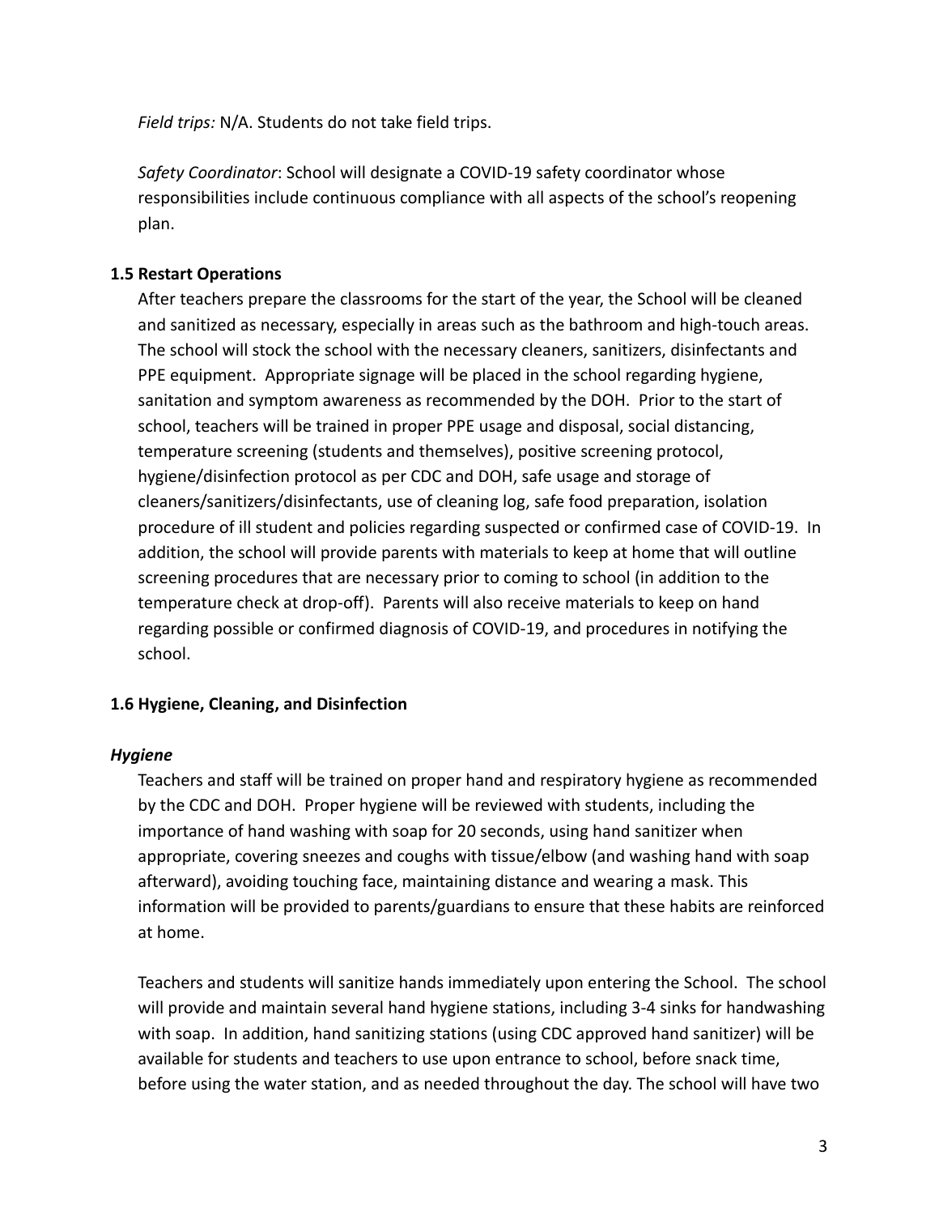*Field trips:* N/A. Students do not take field trips.

*Safety Coordinator*: School will designate a COVID-19 safety coordinator whose responsibilities include continuous compliance with all aspects of the school's reopening plan.

**1.5 Restart Operations**

After teachers prepare the classrooms for the start of the year, the School will be cleaned and sanitized as necessary, especially in areas such as the bathroom and high-touch areas. The school will stock the school with the necessary cleaners, sanitizers, disinfectants and PPE equipment. Appropriate signage will be placed in the school regarding hygiene, sanitation and symptom awareness as recommended by the DOH. Prior to the start of school, teachers will be trained in proper PPE usage and disposal, social distancing, temperature screening (students and themselves), positive screening protocol, hygiene/disinfection protocol as per CDC and DOH, safe usage and storage of cleaners/sanitizers/disinfectants, use of cleaning log, safe food preparation, isolation procedure of ill student and policies regarding suspected or confirmed case of COVID-19. In addition, the school will provide parents with materials to keep at home that will outline screening procedures that are necessary prior to coming to school (in addition to the temperature check at drop-off). Parents will also receive materials to keep on hand regarding possible or confirmed diagnosis of COVID-19, and procedures in notifying the school.

**1.6 Hygiene, Cleaning, and Disinfection**

***Hygiene***

Teachers and staff will be trained on proper hand and respiratory hygiene as recommended by the CDC and DOH. Proper hygiene will be reviewed with students, including the importance of hand washing with soap for 20 seconds, using hand sanitizer when appropriate, covering sneezes and coughs with tissue/elbow (and washing hand with soap afterward), avoiding touching face, maintaining distance and wearing a mask. This information will be provided to parents/guardians to ensure that these habits are reinforced at home.

Teachers and students will sanitize hands immediately upon entering the School. The school will provide and maintain several hand hygiene stations, including 3-4 sinks for handwashing with soap. In addition, hand sanitizing stations (using CDC approved hand sanitizer) will be available for students and teachers to use upon entrance to school, before snack time, before using the water station, and as needed throughout the day. The school will have two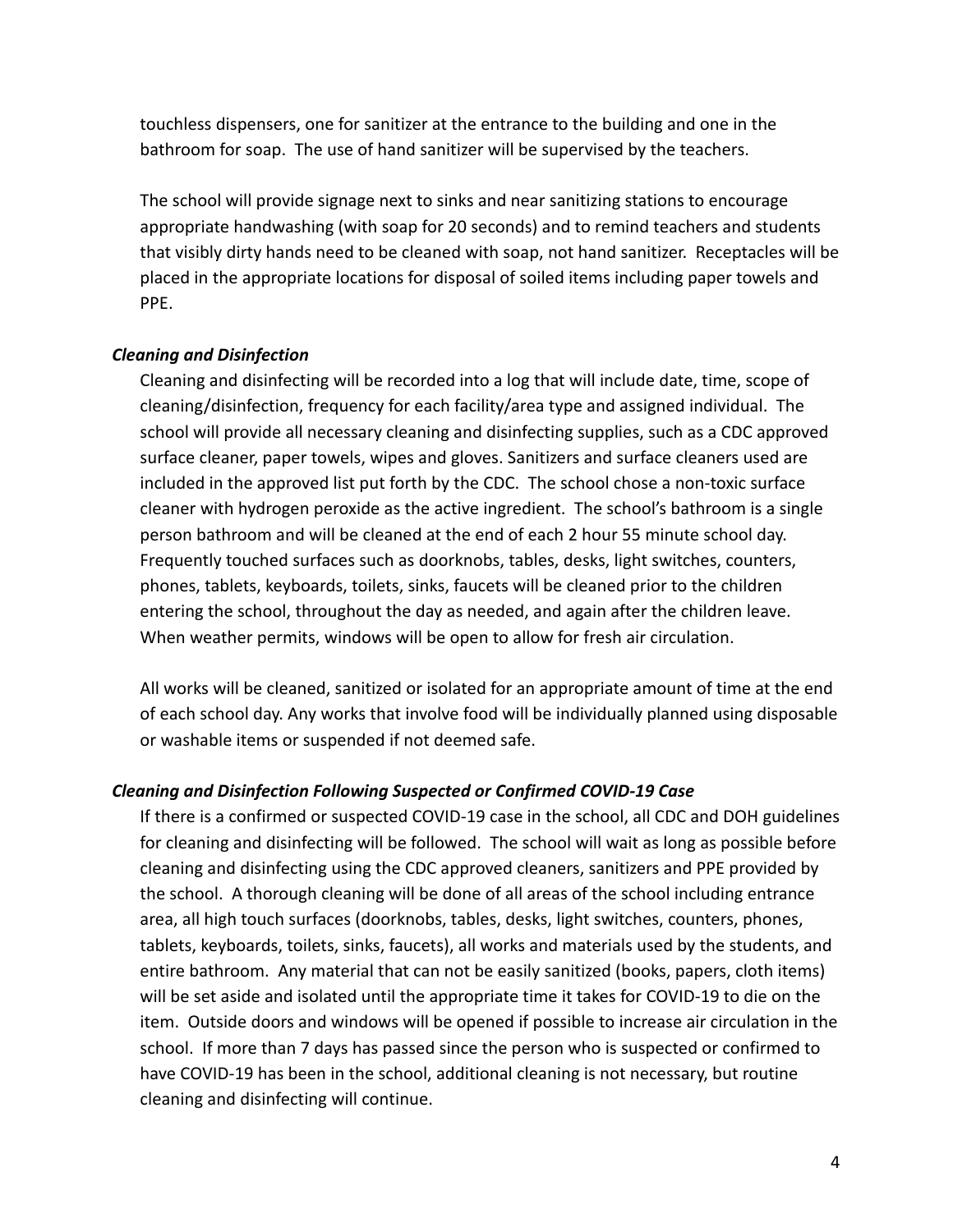touchless dispensers, one for sanitizer at the entrance to the building and one in the bathroom for soap. The use of hand sanitizer will be supervised by the teachers.

The school will provide signage next to sinks and near sanitizing stations to encourage appropriate handwashing (with soap for 20 seconds) and to remind teachers and students that visibly dirty hands need to be cleaned with soap, not hand sanitizer. Receptacles will be placed in the appropriate locations for disposal of soiled items including paper towels and PPE.

***Cleaning and Disinfection***

Cleaning and disinfecting will be recorded into a log that will include date, time, scope of cleaning/disinfection, frequency for each facility/area type and assigned individual. The school will provide all necessary cleaning and disinfecting supplies, such as a CDC approved surface cleaner, paper towels, wipes and gloves. Sanitizers and surface cleaners used are included in the approved list put forth by the CDC. The school chose a non-toxic surface cleaner with hydrogen peroxide as the active ingredient. The school's bathroom is a single person bathroom and will be cleaned at the end of each 2 hour 55 minute school day. Frequently touched surfaces such as doorknobs, tables, desks, light switches, counters, phones, tablets, keyboards, toilets, sinks, faucets will be cleaned prior to the children entering the school, throughout the day as needed, and again after the children leave. When weather permits, windows will be open to allow for fresh air circulation.

All works will be cleaned, sanitized or isolated for an appropriate amount of time at the end of each school day. Any works that involve food will be individually planned using disposable or washable items or suspended if not deemed safe.

***Cleaning and Disinfection Following Suspected or Confirmed COVID-19 Case***

If there is a confirmed or suspected COVID-19 case in the school, all CDC and DOH guidelines for cleaning and disinfecting will be followed. The school will wait as long as possible before cleaning and disinfecting using the CDC approved cleaners, sanitizers and PPE provided by the school. A thorough cleaning will be done of all areas of the school including entrance area, all high touch surfaces (doorknobs, tables, desks, light switches, counters, phones, tablets, keyboards, toilets, sinks, faucets), all works and materials used by the students, and entire bathroom. Any material that can not be easily sanitized (books, papers, cloth items) will be set aside and isolated until the appropriate time it takes for COVID-19 to die on the item. Outside doors and windows will be opened if possible to increase air circulation in the school. If more than 7 days has passed since the person who is suspected or confirmed to have COVID-19 has been in the school, additional cleaning is not necessary, but routine cleaning and disinfecting will continue.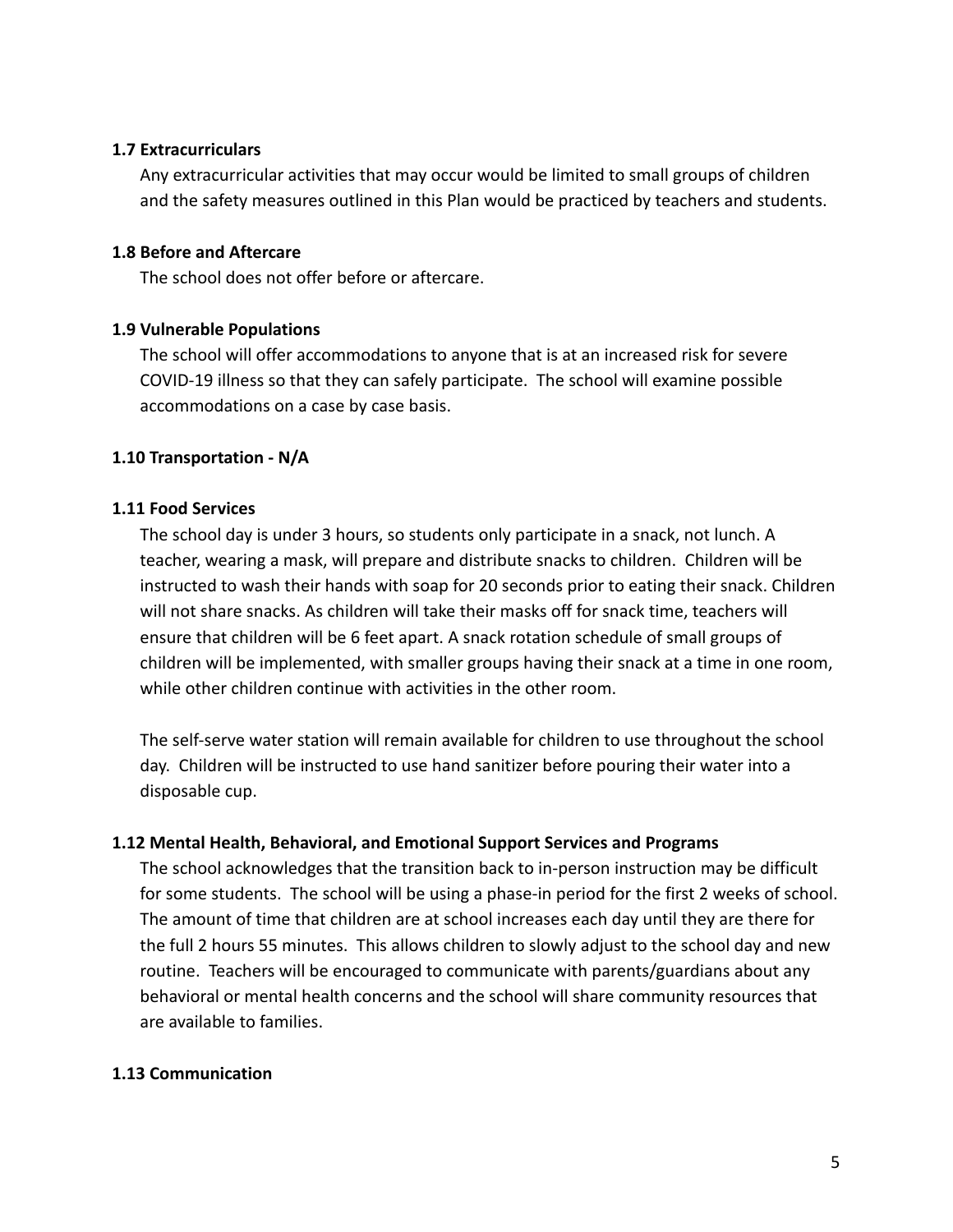### 1.7 Extracurriculars

Any extracurricular activities that may occur would be limited to small groups of children and the safety measures outlined in this Plan would be practiced by teachers and students.

### 1.8 Before and Aftercare

The school does not offer before or aftercare.

### 1.9 Vulnerable Populations

The school will offer accommodations to anyone that is at an increased risk for severe COVID-19 illness so that they can safely participate. The school will examine possible accommodations on a case by case basis.

### 1.10 Transportation - N/A

### 1.11 Food Services

The school day is under 3 hours, so students only participate in a snack, not lunch. A teacher, wearing a mask, will prepare and distribute snacks to children. Children will be instructed to wash their hands with soap for 20 seconds prior to eating their snack. Children will not share snacks. As children will take their masks off for snack time, teachers will ensure that children will be 6 feet apart. A snack rotation schedule of small groups of children will be implemented, with smaller groups having their snack at a time in one room, while other children continue with activities in the other room.

The self-serve water station will remain available for children to use throughout the school day. Children will be instructed to use hand sanitizer before pouring their water into a disposable cup.

### 1.12 Mental Health, Behavioral, and Emotional Support Services and Programs

The school acknowledges that the transition back to in-person instruction may be difficult for some students. The school will be using a phase-in period for the first 2 weeks of school. The amount of time that children are at school increases each day until they are there for the full 2 hours 55 minutes. This allows children to slowly adjust to the school day and new routine. Teachers will be encouraged to communicate with parents/guardians about any behavioral or mental health concerns and the school will share community resources that are available to families.

### 1.13 Communication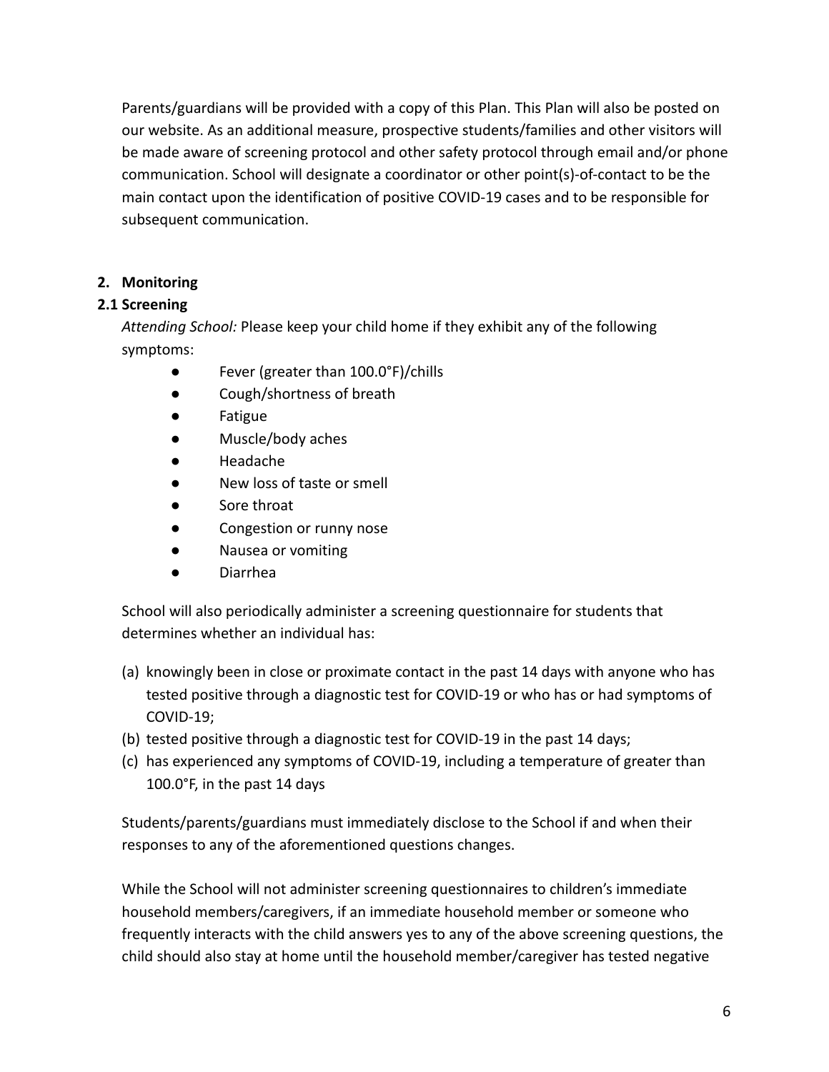Parents/guardians will be provided with a copy of this Plan. This Plan will also be posted on our website. As an additional measure, prospective students/families and other visitors will be made aware of screening protocol and other safety protocol through email and/or phone communication. School will designate a coordinator or other point(s)-of-contact to be the main contact upon the identification of positive COVID-19 cases and to be responsible for subsequent communication.

## 2. Monitoring

### 2.1 Screening

*Attending School:* Please keep your child home if they exhibit any of the following symptoms:

- Fever (greater than 100.0°F)/chills
- Cough/shortness of breath
- Fatigue
- Muscle/body aches
- Headache
- New loss of taste or smell
- Sore throat
- Congestion or runny nose
- Nausea or vomiting
- Diarrhea

School will also periodically administer a screening questionnaire for students that determines whether an individual has:

(a) knowingly been in close or proximate contact in the past 14 days with anyone who has tested positive through a diagnostic test for COVID-19 or who has or had symptoms of COVID-19;
(b) tested positive through a diagnostic test for COVID-19 in the past 14 days;
(c) has experienced any symptoms of COVID-19, including a temperature of greater than 100.0°F, in the past 14 days

Students/parents/guardians must immediately disclose to the School if and when their responses to any of the aforementioned questions changes.

While the School will not administer screening questionnaires to children's immediate household members/caregivers, if an immediate household member or someone who frequently interacts with the child answers yes to any of the above screening questions, the child should also stay at home until the household member/caregiver has tested negative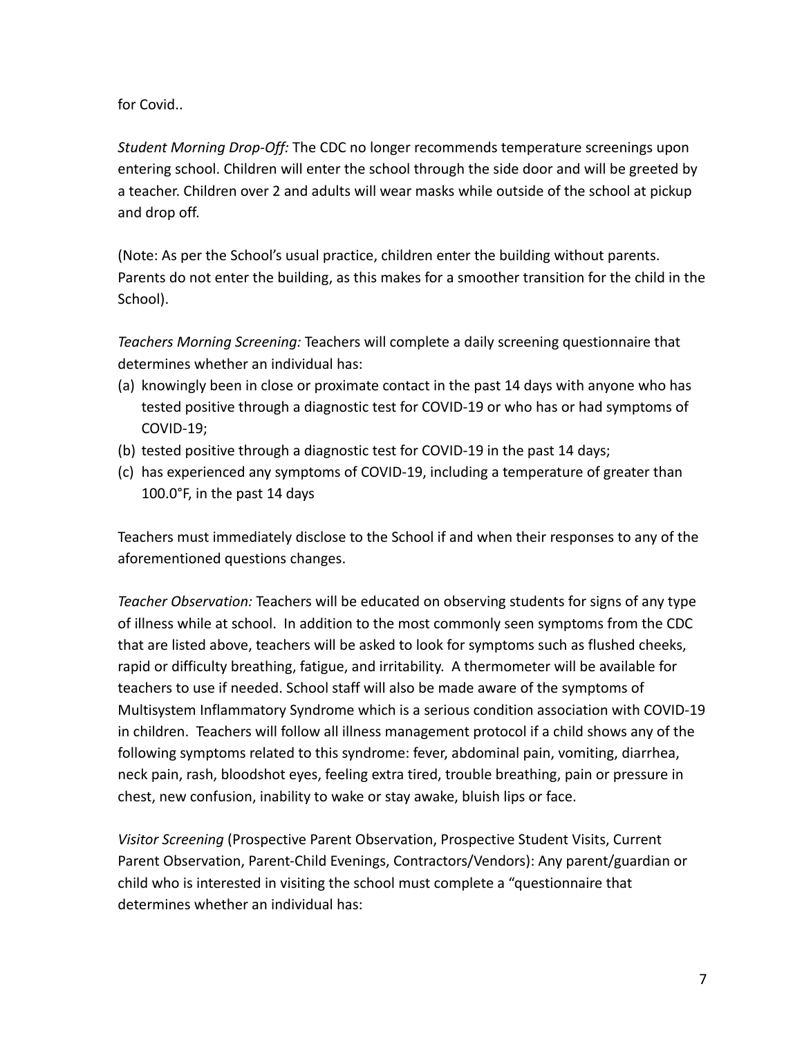for Covid..

*Student Morning Drop-Off:* The CDC no longer recommends temperature screenings upon entering school. Children will enter the school through the side door and will be greeted by a teacher. Children over 2 and adults will wear masks while outside of the school at pickup and drop off.

(Note: As per the School's usual practice, children enter the building without parents. Parents do not enter the building, as this makes for a smoother transition for the child in the School).

*Teachers Morning Screening:* Teachers will complete a daily screening questionnaire that determines whether an individual has:

(a) knowingly been in close or proximate contact in the past 14 days with anyone who has tested positive through a diagnostic test for COVID-19 or who has or had symptoms of COVID-19;
(b) tested positive through a diagnostic test for COVID-19 in the past 14 days;
(c) has experienced any symptoms of COVID-19, including a temperature of greater than 100.0°F, in the past 14 days

Teachers must immediately disclose to the School if and when their responses to any of the aforementioned questions changes.

*Teacher Observation:* Teachers will be educated on observing students for signs of any type of illness while at school. In addition to the most commonly seen symptoms from the CDC that are listed above, teachers will be asked to look for symptoms such as flushed cheeks, rapid or difficulty breathing, fatigue, and irritability. A thermometer will be available for teachers to use if needed. School staff will also be made aware of the symptoms of Multisystem Inflammatory Syndrome which is a serious condition association with COVID-19 in children. Teachers will follow all illness management protocol if a child shows any of the following symptoms related to this syndrome: fever, abdominal pain, vomiting, diarrhea, neck pain, rash, bloodshot eyes, feeling extra tired, trouble breathing, pain or pressure in chest, new confusion, inability to wake or stay awake, bluish lips or face.

*Visitor Screening* (Prospective Parent Observation, Prospective Student Visits, Current Parent Observation, Parent-Child Evenings, Contractors/Vendors): Any parent/guardian or child who is interested in visiting the school must complete a "questionnaire that determines whether an individual has: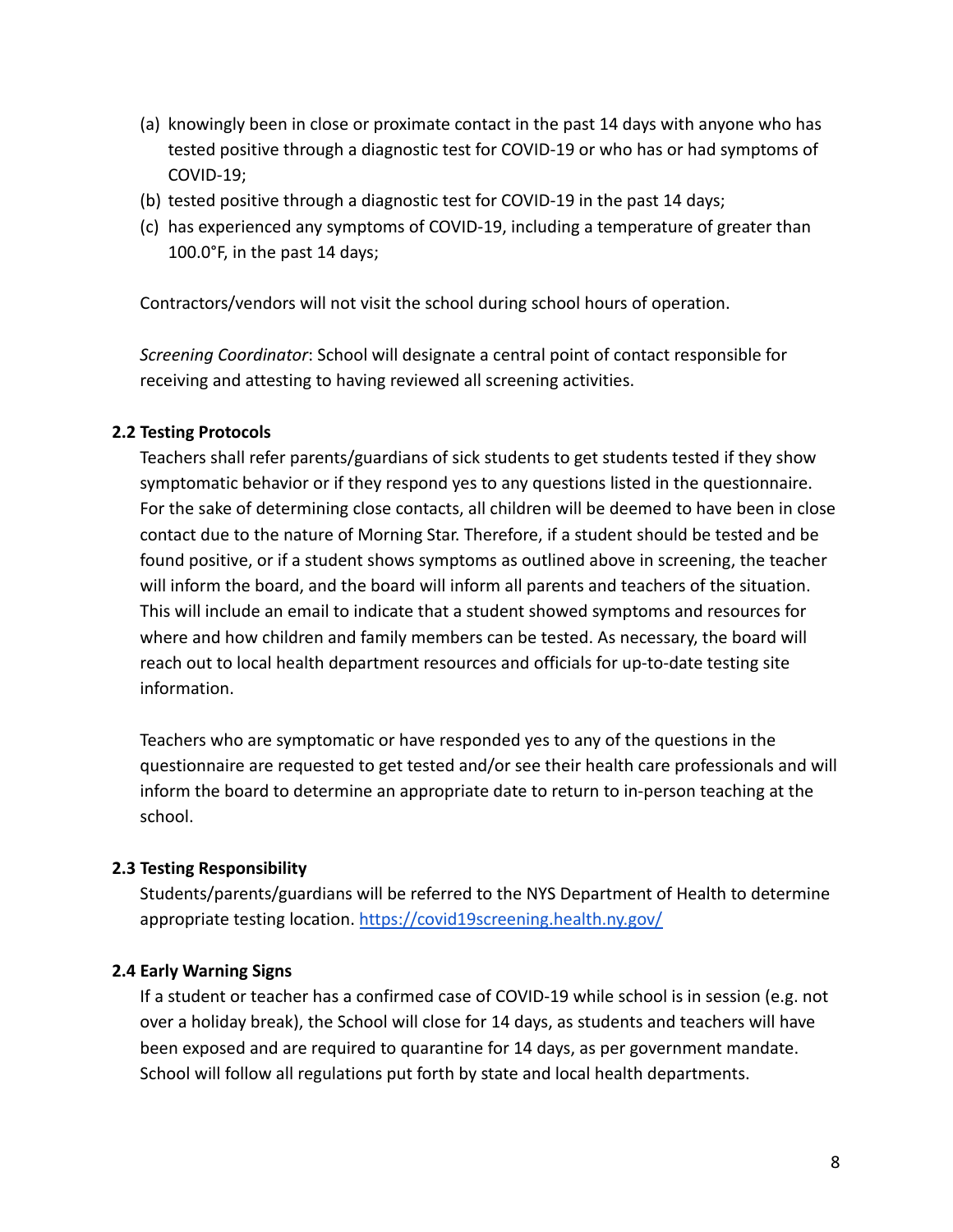(a) knowingly been in close or proximate contact in the past 14 days with anyone who has tested positive through a diagnostic test for COVID-19 or who has or had symptoms of COVID-19;

(b) tested positive through a diagnostic test for COVID-19 in the past 14 days;

(c) has experienced any symptoms of COVID-19, including a temperature of greater than 100.0°F, in the past 14 days;

Contractors/vendors will not visit the school during school hours of operation.

*Screening Coordinator*: School will designate a central point of contact responsible for receiving and attesting to having reviewed all screening activities.

**2.2 Testing Protocols**

Teachers shall refer parents/guardians of sick students to get students tested if they show symptomatic behavior or if they respond yes to any questions listed in the questionnaire. For the sake of determining close contacts, all children will be deemed to have been in close contact due to the nature of Morning Star. Therefore, if a student should be tested and be found positive, or if a student shows symptoms as outlined above in screening, the teacher will inform the board, and the board will inform all parents and teachers of the situation. This will include an email to indicate that a student showed symptoms and resources for where and how children and family members can be tested. As necessary, the board will reach out to local health department resources and officials for up-to-date testing site information.

Teachers who are symptomatic or have responded yes to any of the questions in the questionnaire are requested to get tested and/or see their health care professionals and will inform the board to determine an appropriate date to return to in-person teaching at the school.

**2.3 Testing Responsibility**

Students/parents/guardians will be referred to the NYS Department of Health to determine appropriate testing location. https://covid19screening.health.ny.gov/

**2.4 Early Warning Signs**

If a student or teacher has a confirmed case of COVID-19 while school is in session (e.g. not over a holiday break), the School will close for 14 days, as students and teachers will have been exposed and are required to quarantine for 14 days, as per government mandate. School will follow all regulations put forth by state and local health departments.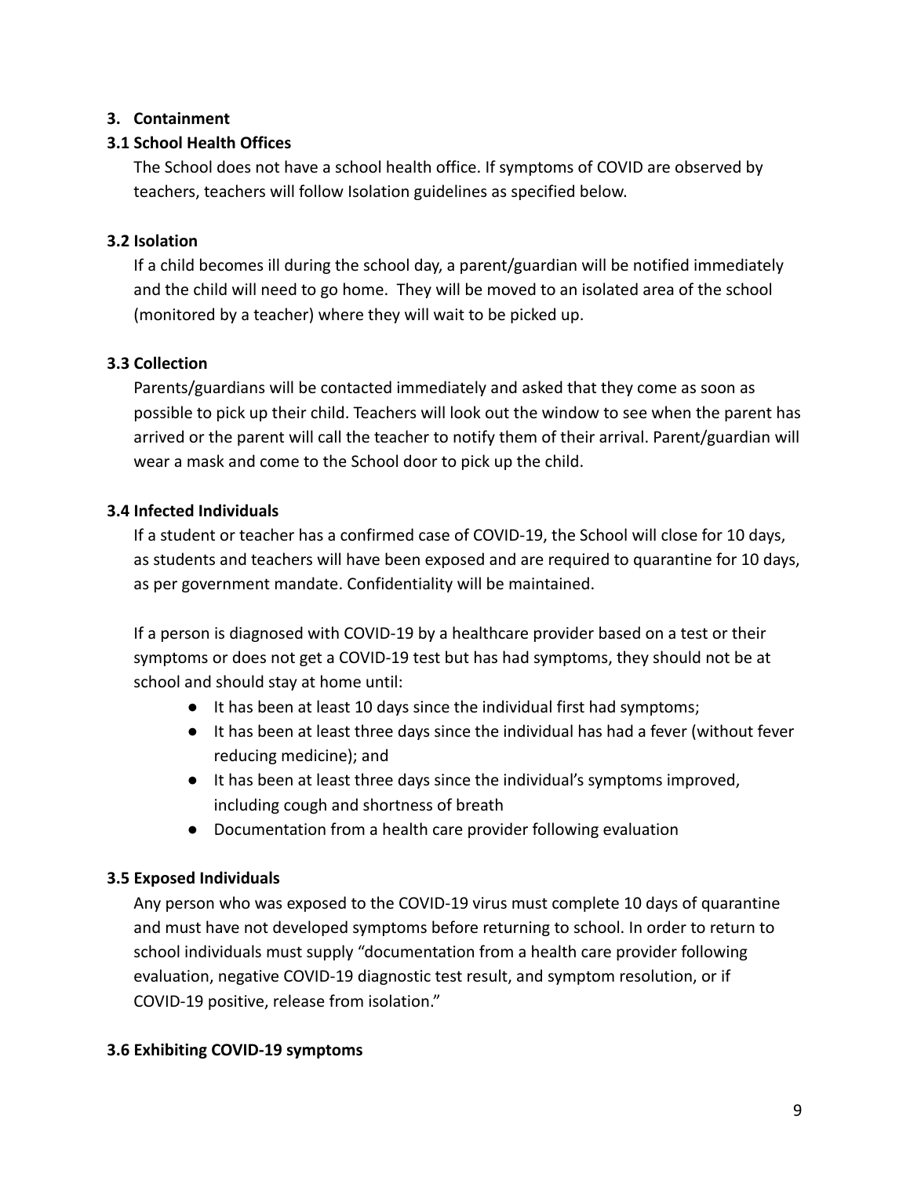## 3. Containment

### 3.1 School Health Offices

The School does not have a school health office. If symptoms of COVID are observed by teachers, teachers will follow Isolation guidelines as specified below.

### 3.2 Isolation

If a child becomes ill during the school day, a parent/guardian will be notified immediately and the child will need to go home. They will be moved to an isolated area of the school (monitored by a teacher) where they will wait to be picked up.

### 3.3 Collection

Parents/guardians will be contacted immediately and asked that they come as soon as possible to pick up their child. Teachers will look out the window to see when the parent has arrived or the parent will call the teacher to notify them of their arrival. Parent/guardian will wear a mask and come to the School door to pick up the child.

### 3.4 Infected Individuals

If a student or teacher has a confirmed case of COVID-19, the School will close for 10 days, as students and teachers will have been exposed and are required to quarantine for 10 days, as per government mandate. Confidentiality will be maintained.

If a person is diagnosed with COVID-19 by a healthcare provider based on a test or their symptoms or does not get a COVID-19 test but has had symptoms, they should not be at school and should stay at home until:

- It has been at least 10 days since the individual first had symptoms;
- It has been at least three days since the individual has had a fever (without fever reducing medicine); and
- It has been at least three days since the individual's symptoms improved, including cough and shortness of breath
- Documentation from a health care provider following evaluation

### 3.5 Exposed Individuals

Any person who was exposed to the COVID-19 virus must complete 10 days of quarantine and must have not developed symptoms before returning to school. In order to return to school individuals must supply "documentation from a health care provider following evaluation, negative COVID-19 diagnostic test result, and symptom resolution, or if COVID-19 positive, release from isolation."

### 3.6 Exhibiting COVID-19 symptoms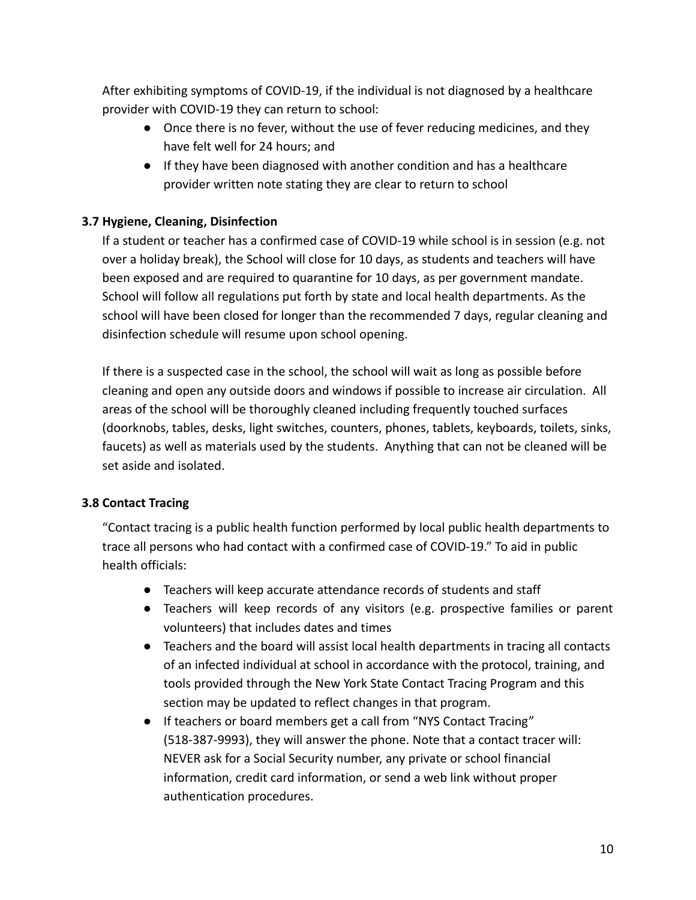After exhibiting symptoms of COVID-19, if the individual is not diagnosed by a healthcare provider with COVID-19 they can return to school:

- Once there is no fever, without the use of fever reducing medicines, and they have felt well for 24 hours; and
- If they have been diagnosed with another condition and has a healthcare provider written note stating they are clear to return to school

### 3.7 Hygiene, Cleaning, Disinfection

If a student or teacher has a confirmed case of COVID-19 while school is in session (e.g. not over a holiday break), the School will close for 10 days, as students and teachers will have been exposed and are required to quarantine for 10 days, as per government mandate. School will follow all regulations put forth by state and local health departments. As the school will have been closed for longer than the recommended 7 days, regular cleaning and disinfection schedule will resume upon school opening.

If there is a suspected case in the school, the school will wait as long as possible before cleaning and open any outside doors and windows if possible to increase air circulation. All areas of the school will be thoroughly cleaned including frequently touched surfaces (doorknobs, tables, desks, light switches, counters, phones, tablets, keyboards, toilets, sinks, faucets) as well as materials used by the students. Anything that can not be cleaned will be set aside and isolated.

### 3.8 Contact Tracing

"Contact tracing is a public health function performed by local public health departments to trace all persons who had contact with a confirmed case of COVID-19." To aid in public health officials:

- Teachers will keep accurate attendance records of students and staff
- Teachers will keep records of any visitors (e.g. prospective families or parent volunteers) that includes dates and times
- Teachers and the board will assist local health departments in tracing all contacts of an infected individual at school in accordance with the protocol, training, and tools provided through the New York State Contact Tracing Program and this section may be updated to reflect changes in that program.
- If teachers or board members get a call from "NYS Contact Tracing" (518-387-9993), they will answer the phone. Note that a contact tracer will: NEVER ask for a Social Security number, any private or school financial information, credit card information, or send a web link without proper authentication procedures.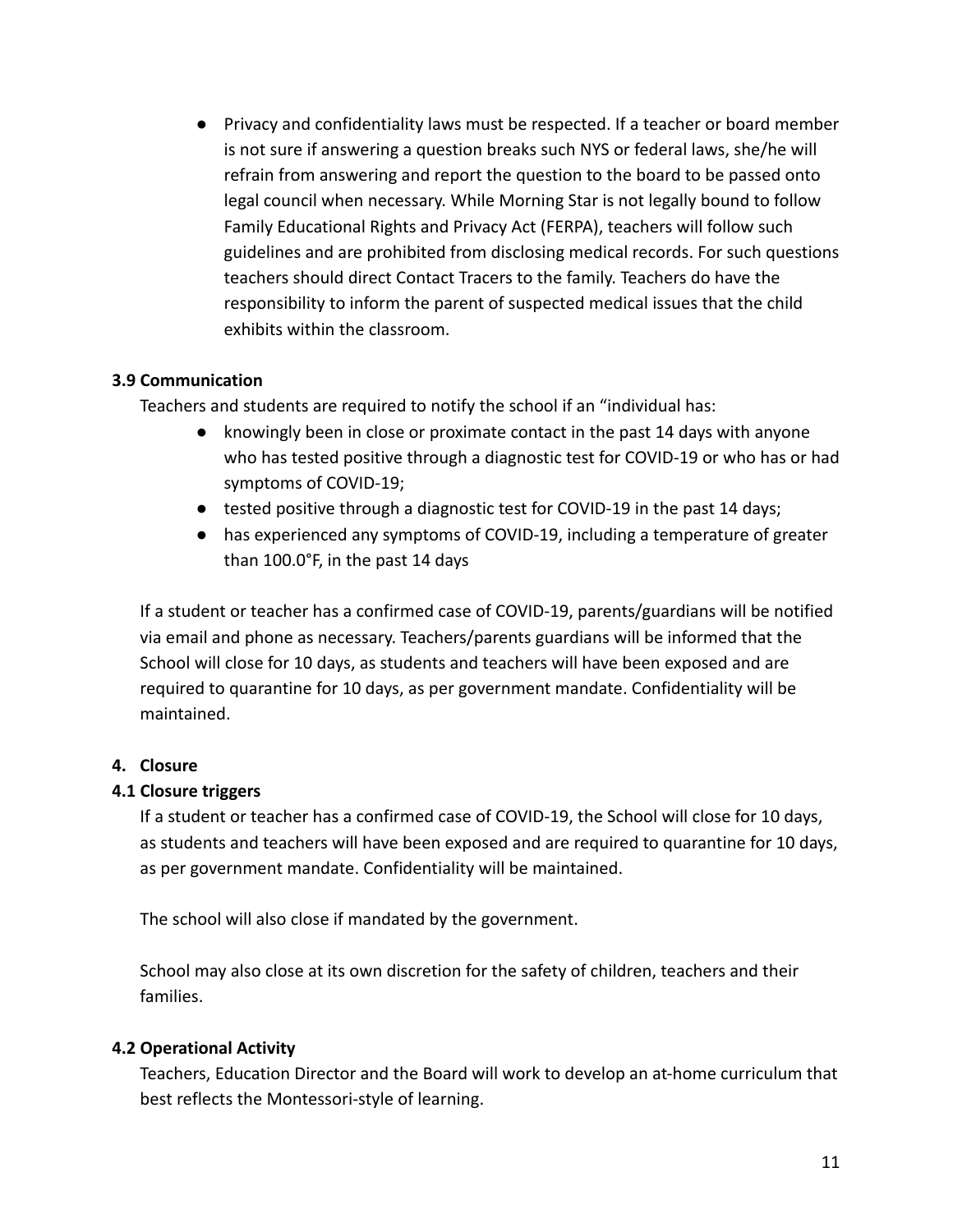- Privacy and confidentiality laws must be respected. If a teacher or board member is not sure if answering a question breaks such NYS or federal laws, she/he will refrain from answering and report the question to the board to be passed onto legal council when necessary. While Morning Star is not legally bound to follow Family Educational Rights and Privacy Act (FERPA), teachers will follow such guidelines and are prohibited from disclosing medical records. For such questions teachers should direct Contact Tracers to the family. Teachers do have the responsibility to inform the parent of suspected medical issues that the child exhibits within the classroom.

**3.9 Communication**

Teachers and students are required to notify the school if an "individual has:

- knowingly been in close or proximate contact in the past 14 days with anyone who has tested positive through a diagnostic test for COVID-19 or who has or had symptoms of COVID-19;
- tested positive through a diagnostic test for COVID-19 in the past 14 days;
- has experienced any symptoms of COVID-19, including a temperature of greater than 100.0°F, in the past 14 days

If a student or teacher has a confirmed case of COVID-19, parents/guardians will be notified via email and phone as necessary. Teachers/parents guardians will be informed that the School will close for 10 days, as students and teachers will have been exposed and are required to quarantine for 10 days, as per government mandate. Confidentiality will be maintained.

**4. Closure**

**4.1 Closure triggers**

If a student or teacher has a confirmed case of COVID-19, the School will close for 10 days, as students and teachers will have been exposed and are required to quarantine for 10 days, as per government mandate. Confidentiality will be maintained.

The school will also close if mandated by the government.

School may also close at its own discretion for the safety of children, teachers and their families.

**4.2 Operational Activity**

Teachers, Education Director and the Board will work to develop an at-home curriculum that best reflects the Montessori-style of learning.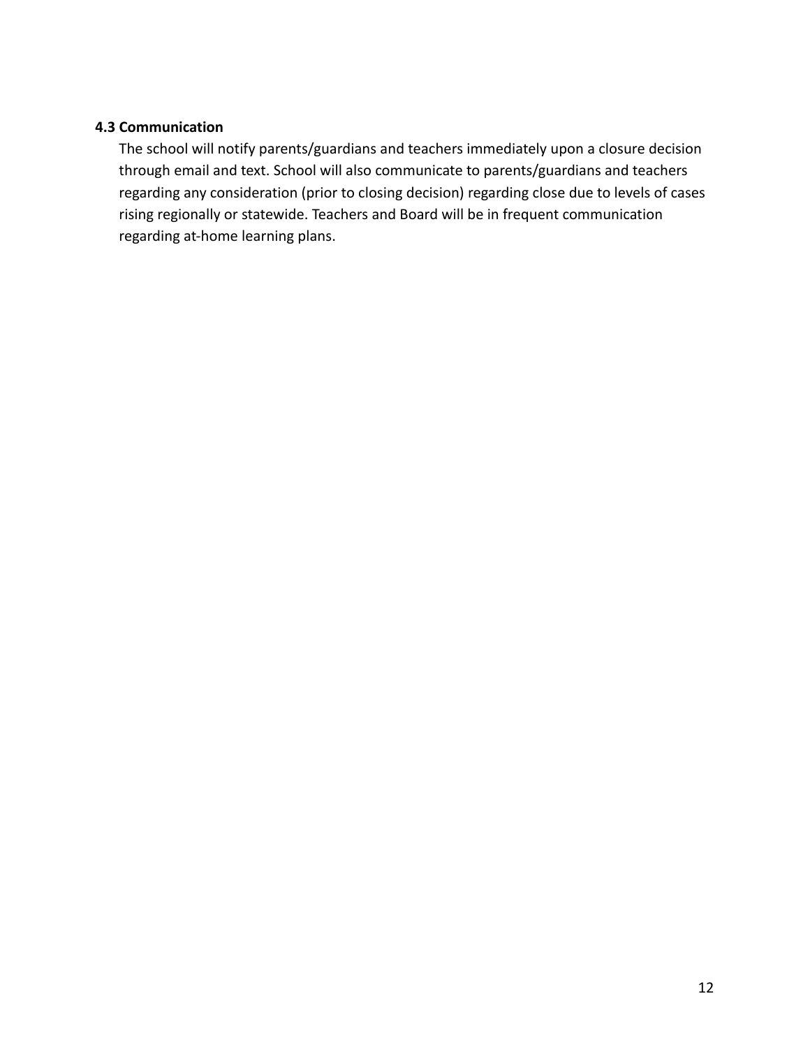**4.3 Communication**

The school will notify parents/guardians and teachers immediately upon a closure decision through email and text. School will also communicate to parents/guardians and teachers regarding any consideration (prior to closing decision) regarding close due to levels of cases rising regionally or statewide. Teachers and Board will be in frequent communication regarding at-home learning plans.